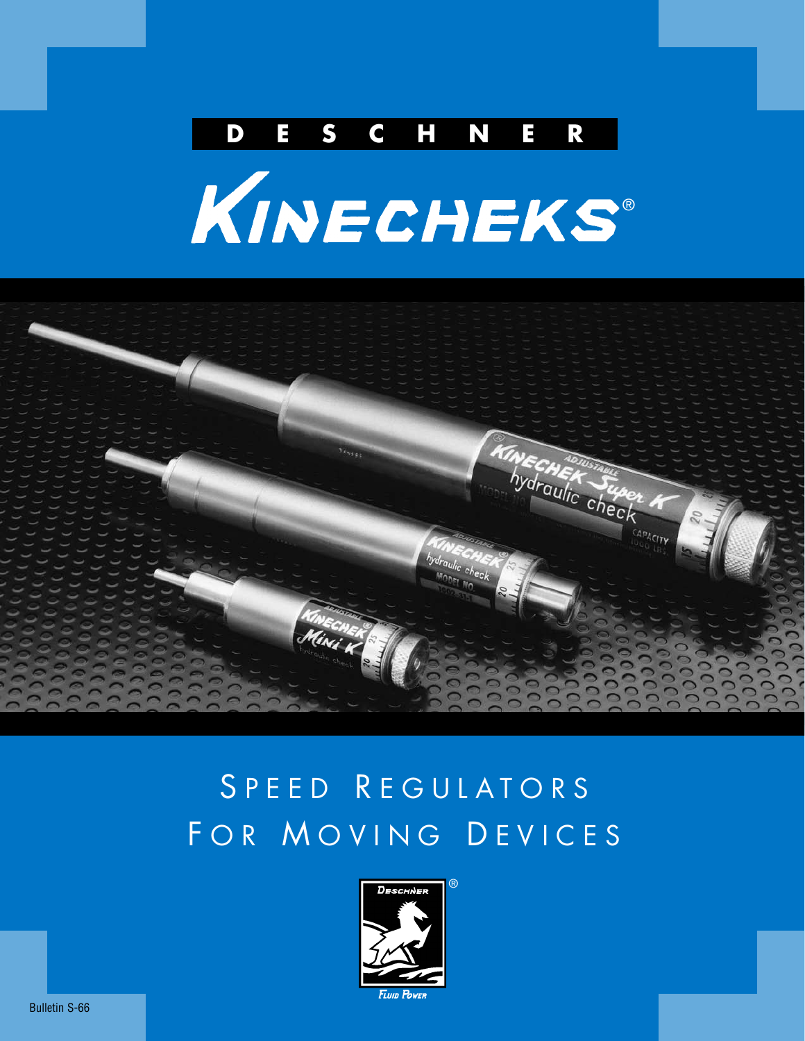# DESCHNER

# KINECHEKS®

## SPEED REGULATORS FOR MOVING DEVICES

DESCHNER®

FLUID POWER

Bulletin S-66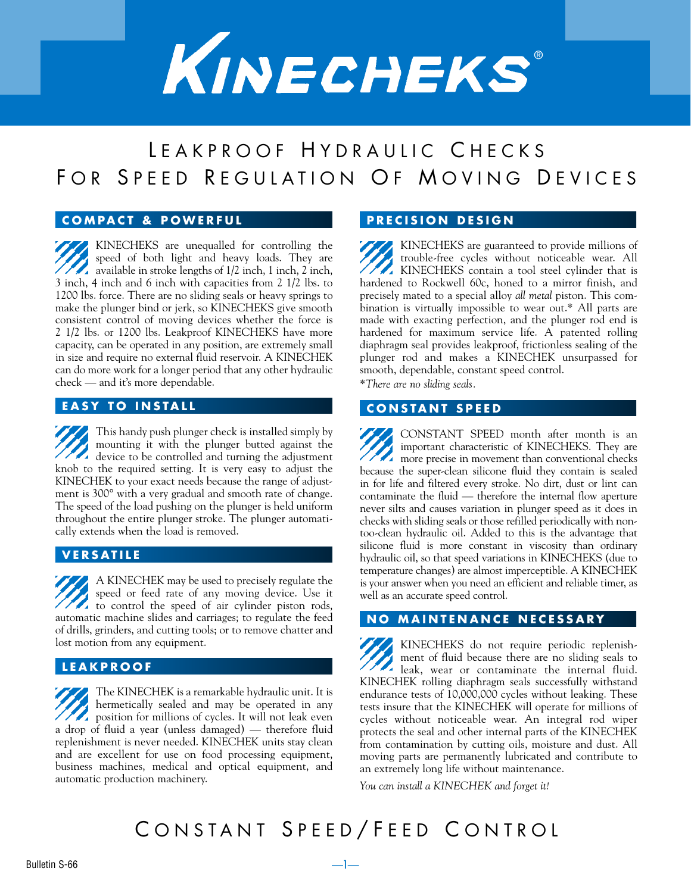# KINECHEKS®

## LEAKPROOF HYDRAULIC CHECKS FOR SPEED REGULATION OF MOVING DEVICES

### COMPACT & POWERFUL

KINECHEKS are unequalled for controlling the speed of both light and heavy loads. They are available in stroke lengths of 1/2 inch, 1 inch, 2 inch, 3 inch, 4 inch and 6 inch with capacities from 2 1/2 lbs. to 1200 lbs. force. There are no sliding seals or heavy springs to make the plunger bind or jerk, so KINECHEKS give smooth consistent control of moving devices whether the force is 2 1/2 lbs. or 1200 lbs. Leakproof KINECHEKS have more capacity, can be operated in any position, are extremely small in size and require no external fluid reservoir. A KINECHEK can do more work for a longer period that any other hydraulic check — and it's more dependable.

### EASY TO INSTALL

This handy push plunger check is installed simply by mounting it with the plunger butted against the device to be controlled and turning the adjustment knob to the required setting. It is very easy to adjust the KINECHEK to your exact needs because the range of adjustment is 300° with a very gradual and smooth rate of change. The speed of the load pushing on the plunger is held uniform throughout the entire plunger stroke. The plunger automatically extends when the load is removed.

### VERSATILE

A KINECHEK may be used to precisely regulate the speed or feed rate of any moving device. Use it to control the speed of air cylinder piston rods, automatic machine slides and carriages; to regulate the feed of drills, grinders, and cutting tools; or to remove chatter and lost motion from any equipment.

### LEAKPROOF

The KINECHEK is a remarkable hydraulic unit. It is hermetically sealed and may be operated in any position for millions of cycles. It will not leak even a drop of fluid a year (unless damaged) — therefore fluid replenishment is never needed. KINECHEK units stay clean and are excellent for use on food processing equipment, business machines, medical and optical equipment, and automatic production machinery.

### PRECISION DESIGN

KINECHEKS are guaranteed to provide millions of trouble-free cycles without noticeable wear. All KINECHEKS contain a tool steel cylinder that is hardened to Rockwell 60c, honed to a mirror finish, and precisely mated to a special alloy *all metal* piston. This combination is virtually impossible to wear out.* All parts are made with exacting perfection, and the plunger rod end is hardened for maximum service life. A patented rolling diaphragm seal provides leakproof, frictionless sealing of the plunger rod and makes a KINECHEK unsurpassed for smooth, dependable, constant speed control.

**There are no sliding seals.*

### CONSTANT SPEED

CONSTANT SPEED month after month is an important characteristic of KINECHEKS. They are more precise in movement than conventional checks because the super-clean silicone fluid they contain is sealed in for life and filtered every stroke. No dirt, dust or lint can contaminate the fluid — therefore the internal flow aperture never silts and causes variation in plunger speed as it does in checks with sliding seals or those refilled periodically with non-too-clean hydraulic oil. Added to this is the advantage that silicone fluid is more constant in viscosity than ordinary hydraulic oil, so that speed variations in KINECHEKS (due to temperature changes) are almost imperceptible. A KINECHEK is your answer when you need an efficient and reliable timer, as well as an accurate speed control.

### NO MAINTENANCE NECESSARY

KINECHEKS do not require periodic replenishment of fluid because there are no sliding seals to leak, wear or contaminate the internal fluid. KINECHEK rolling diaphragm seals successfully withstand endurance tests of 10,000,000 cycles without leaking. These tests insure that the KINECHEK will operate for millions of cycles without noticeable wear. An integral rod wiper protects the seal and other internal parts of the KINECHEK from contamination by cutting oils, moisture and dust. All moving parts are permanently lubricated and contribute to an extremely long life without maintenance.

*You can install a KINECHEK and forget it!*

## CONSTANT SPEED/FEED CONTROL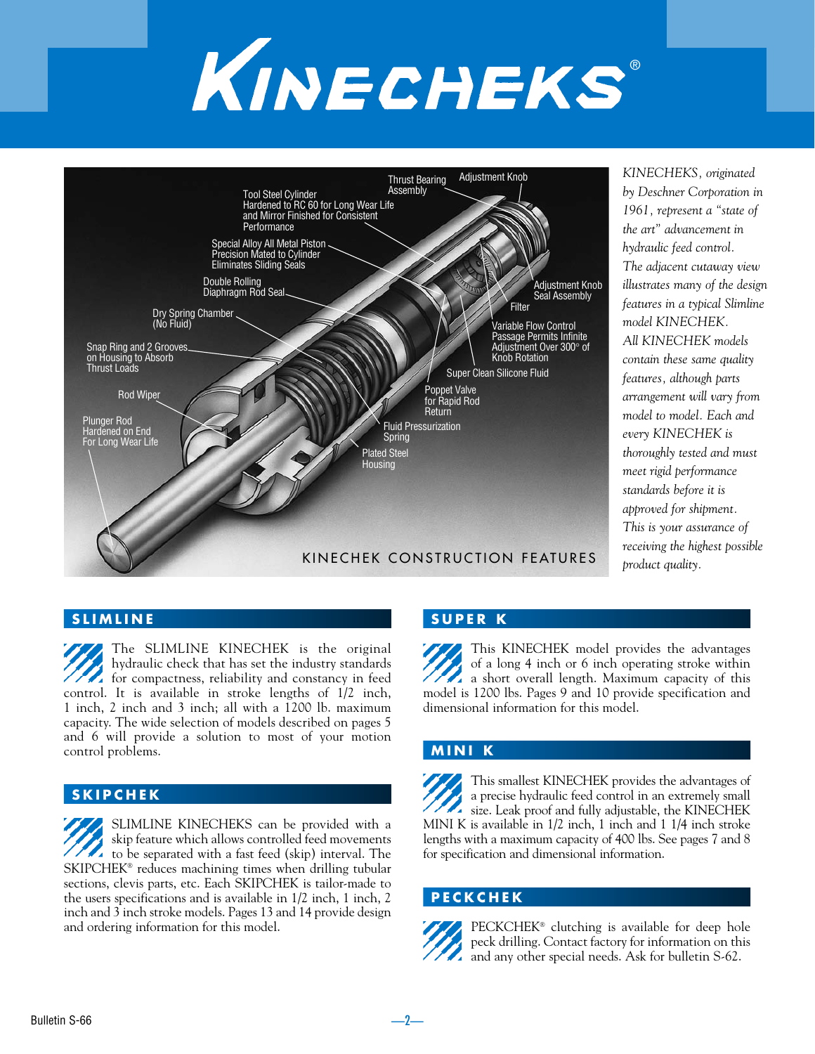# KINECHEKS®

Tool Steel Cylinder Hardened to RC 60 for Long Wear Life and Mirror Finished for Consistent Performance

Thrust Bearing Assembly

Adjustment Knob

Special Alloy All Metal Piston Precision Mated to Cylinder Eliminates Sliding Seals

Double Rolling Diaphragm Rod Seal

Adjustment Knob Seal Assembly

Filter

Dry Spring Chamber (No Fluid)

Variable Flow Control Passage Permits Infinite Adjustment Over 300° of Knob Rotation

Snap Ring and 2 Grooves on Housing to Absorb Thrust Loads

Super Clean Silicone Fluid

Rod Wiper

Poppet Valve for Rapid Rod Return

Plunger Rod Hardened on End For Long Wear Life

Fluid Pressurization Spring

Plated Steel Housing

KINECHEK CONSTRUCTION FEATURES

*KINECHEKS, originated by Deschner Corporation in 1961, represent a "state of the art" advancement in hydraulic feed control. The adjacent cutaway view illustrates many of the design features in a typical Slimline model KINECHEK. All KINECHEK models contain these same quality features, although parts arrangement will vary from model to model. Each and every KINECHEK is thoroughly tested and must meet rigid performance standards before it is approved for shipment. This is your assurance of receiving the highest possible product quality.*

## SLIMLINE

The SLIMLINE KINECHEK is the original hydraulic check that has set the industry standards for compactness, reliability and constancy in feed control. It is available in stroke lengths of 1/2 inch, 1 inch, 2 inch and 3 inch; all with a 1200 lb. maximum capacity. The wide selection of models described on pages 5 and 6 will provide a solution to most of your motion control problems.

## SKIPCHEK

SLIMLINE KINECHEKS can be provided with a skip feature which allows controlled feed movements to be separated with a fast feed (skip) interval. The SKIPCHEK® reduces machining times when drilling tubular sections, clevis parts, etc. Each SKIPCHEK is tailor-made to the users specifications and is available in 1/2 inch, 1 inch, 2 inch and 3 inch stroke models. Pages 13 and 14 provide design and ordering information for this model.

## SUPER K

This KINECHEK model provides the advantages of a long 4 inch or 6 inch operating stroke within a short overall length. Maximum capacity of this model is 1200 lbs. Pages 9 and 10 provide specification and dimensional information for this model.

## MINI K

This smallest KINECHEK provides the advantages of a precise hydraulic feed control in an extremely small size. Leak proof and fully adjustable, the KINECHEK MINI K is available in 1/2 inch, 1 inch and 1 1/4 inch stroke lengths with a maximum capacity of 400 lbs. See pages 7 and 8 for specification and dimensional information.

## PECKCHEK

PECKCHEK® clutching is available for deep hole peck drilling. Contact factory for information on this and any other special needs. Ask for bulletin S-62.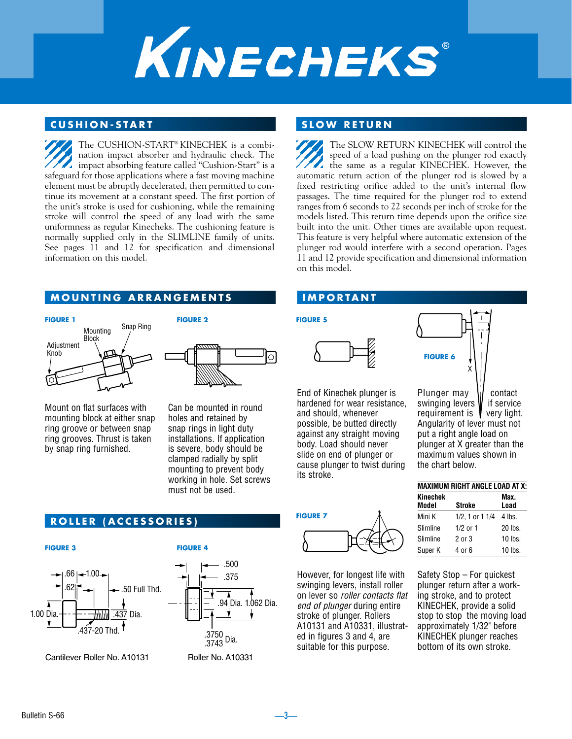# KINECHEKS®

## CUSHION-START

The CUSHION-START® KINECHEK is a combination impact absorber and hydraulic check. The impact absorbing feature called "Cushion-Start" is a safeguard for those applications where a fast moving machine element must be abruptly decelerated, then permitted to continue its movement at a constant speed. The first portion of the unit's stroke is used for cushioning, while the remaining stroke will control the speed of any load with the same uniformness as regular Kinechecks. The cushioning feature is normally supplied only in the SLIMLINE family of units. See pages 11 and 12 for specification and dimensional information on this model.

## SLOW RETURN

The SLOW RETURN KINECHEK will control the speed of a load pushing on the plunger rod exactly the same as a regular KINECHEK. However, the automatic return action of the plunger rod is slowed by a fixed restricting orifice added to the unit's internal flow passages. The time required for the plunger rod to extend ranges from 6 seconds to 22 seconds per inch of stroke for the models listed. This return time depends upon the orifice size built into the unit. Other times are available upon request. This feature is very helpful where automatic extension of the plunger rod would interfere with a second operation. Pages 11 and 12 provide specification and dimensional information on this model.

## MOUNTING ARRANGEMENTS

**FIGURE 1**

Adjustment Knob — Mounting Block — Snap Ring

Mount on flat surfaces with mounting block at either snap ring groove or between snap ring grooves. Thrust is taken by snap ring furnished.

**FIGURE 2**

Can be mounted in round holes and retained by snap rings in light duty installations. If application is severe, body should be clamped radially by split mounting to prevent body working in hole. Set screws must not be used.

## ROLLER (ACCESSORIES)

**FIGURE 3**

.66 — 1.00 — .62 — .50 Full Thd. — 1.00 Dia. — .437 Dia. — .437-20 Thd.

Cantilever Roller No. A10131

**FIGURE 4**

.500 — .375 — .94 Dia. — 1.062 Dia. — .3750/.3743 Dia.

Roller No. A10331

## IMPORTANT

**FIGURE 5**

End of Kinechek plunger is hardened for wear resistance, and should, whenever possible, be butted directly against any straight moving body. Load should never slide on end of plunger or cause plunger to twist during its stroke.

**FIGURE 6**

Plunger may contact swinging levers if service requirement is very light. Angularity of lever must not put a right angle load on plunger at X greater than the maximum values shown in the chart below.

**MAXIMUM RIGHT ANGLE LOAD AT X:**

| Kinechek Model | Stroke | Max. Load |
|---|---|---|
| Mini K | 1/2, 1 or 1 1/4 | 4 lbs. |
| Slimline | 1/2 or 1 | 20 lbs. |
| Slimline | 2 or 3 | 10 lbs. |
| Super K | 4 or 6 | 10 lbs. |

**FIGURE 7**

However, for longest life with swinging levers, install roller on lever so *roller contacts flat end of plunger* during entire stroke of plunger. Rollers A10131 and A10331, illustrated in figures 3 and 4, are suitable for this purpose.

Safety Stop – For quickest plunger return after a working stroke, and to protect KINECHEK, provide a solid stop to stop the moving load approximately 1/32" before KINECHEK plunger reaches bottom of its own stroke.

Bulletin S-66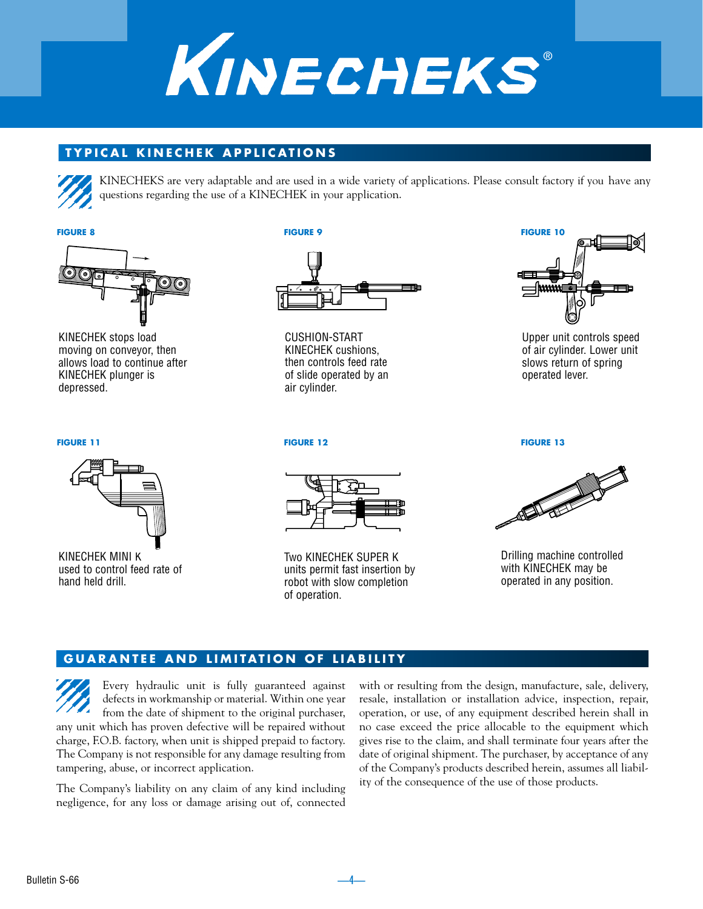# KINECHEKS®

## TYPICAL KINECHEK APPLICATIONS

KINECHEKS are very adaptable and are used in a wide variety of applications. Please consult factory if you have any questions regarding the use of a KINECHEK in your application.

**FIGURE 8**

KINECHEK stops load moving on conveyor, then allows load to continue after KINECHEK plunger is depressed.

**FIGURE 9**

CUSHION-START KINECHEK cushions, then controls feed rate of slide operated by an air cylinder.

**FIGURE 10**

Upper unit controls speed of air cylinder. Lower unit slows return of spring operated lever.

**FIGURE 11**

KINECHEK MINI K used to control feed rate of hand held drill.

**FIGURE 12**

Two KINECHEK SUPER K units permit fast insertion by robot with slow completion of operation.

**FIGURE 13**

Drilling machine controlled with KINECHEK may be operated in any position.

## GUARANTEE AND LIMITATION OF LIABILITY

Every hydraulic unit is fully guaranteed against defects in workmanship or material. Within one year from the date of shipment to the original purchaser, any unit which has proven defective will be repaired without charge, F.O.B. factory, when unit is shipped prepaid to factory. The Company is not responsible for any damage resulting from tampering, abuse, or incorrect application.

The Company's liability on any claim of any kind including negligence, for any loss or damage arising out of, connected with or resulting from the design, manufacture, sale, delivery, resale, installation or installation advice, inspection, repair, operation, or use, of any equipment described herein shall in no case exceed the price allocable to the equipment which gives rise to the claim, and shall terminate four years after the date of original shipment. The purchaser, by acceptance of any of the Company's products described herein, assumes all liability of the consequence of the use of those products.

Bulletin S-66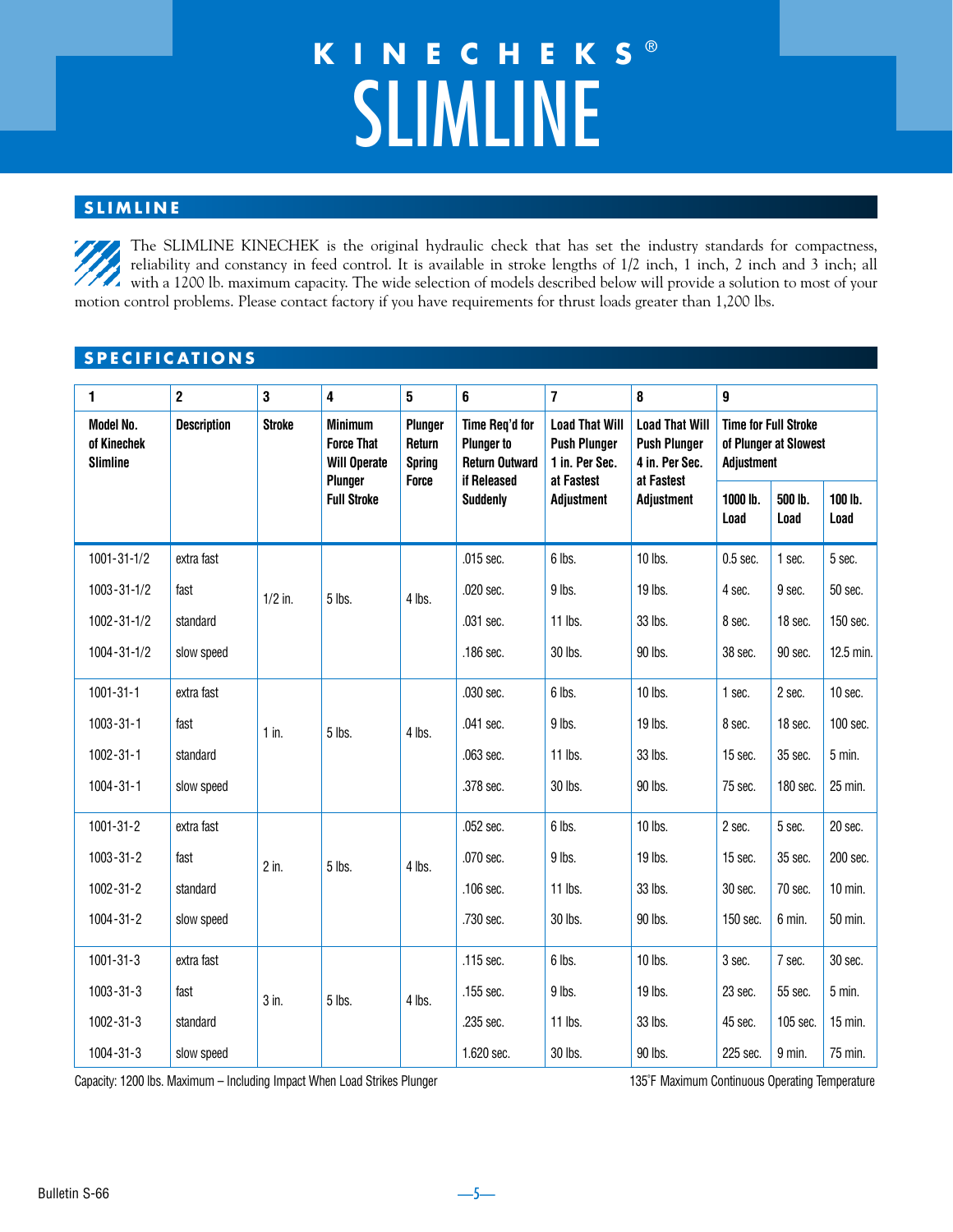# KINECHEKS®
# SLIMLINE

## SLIMLINE

The SLIMLINE KINECHEK is the original hydraulic check that has set the industry standards for compactness, reliability and constancy in feed control. It is available in stroke lengths of 1/2 inch, 1 inch, 2 inch and 3 inch; all with a 1200 lb. maximum capacity. The wide selection of models described below will provide a solution to most of your motion control problems. Please contact factory if you have requirements for thrust loads greater than 1,200 lbs.

## SPECIFICATIONS

| 1 | 2 | 3 | 4 | 5 | 6 | 7 | 8 | 9 | | |
|---|---|---|---|---|---|---|---|---|---|---|
| Model No. of Kinechek Slimline | Description | Stroke | Minimum Force That Will Operate Plunger Full Stroke | Plunger Return Spring Force | Time Req'd for Plunger to Return Outward if Released Suddenly | Load That Will Push Plunger 1 in. Per Sec. at Fastest Adjustment | Load That Will Push Plunger 4 in. Per Sec. at Fastest Adjustment | Time for Full Stroke of Plunger at Slowest Adjustment | | |
| | | | | | | | | 1000 lb. Load | 500 lb. Load | 100 lb. Load |
| 1001-31-1/2 | extra fast | 1/2 in. | 5 lbs. | 4 lbs. | .015 sec. | 6 lbs. | 10 lbs. | 0.5 sec. | 1 sec. | 5 sec. |
| 1003-31-1/2 | fast | | | | .020 sec. | 9 lbs. | 19 lbs. | 4 sec. | 9 sec. | 50 sec. |
| 1002-31-1/2 | standard | | | | .031 sec. | 11 lbs. | 33 lbs. | 8 sec. | 18 sec. | 150 sec. |
| 1004-31-1/2 | slow speed | | | | .186 sec. | 30 lbs. | 90 lbs. | 38 sec. | 90 sec. | 12.5 min. |
| 1001-31-1 | extra fast | 1 in. | 5 lbs. | 4 lbs. | .030 sec. | 6 lbs. | 10 lbs. | 1 sec. | 2 sec. | 10 sec. |
| 1003-31-1 | fast | | | | .041 sec. | 9 lbs. | 19 lbs. | 8 sec. | 18 sec. | 100 sec. |
| 1002-31-1 | standard | | | | .063 sec. | 11 lbs. | 33 lbs. | 15 sec. | 35 sec. | 5 min. |
| 1004-31-1 | slow speed | | | | .378 sec. | 30 lbs. | 90 lbs. | 75 sec. | 180 sec. | 25 min. |
| 1001-31-2 | extra fast | 2 in. | 5 lbs. | 4 lbs. | .052 sec. | 6 lbs. | 10 lbs. | 2 sec. | 5 sec. | 20 sec. |
| 1003-31-2 | fast | | | | .070 sec. | 9 lbs. | 19 lbs. | 15 sec. | 35 sec. | 200 sec. |
| 1002-31-2 | standard | | | | .106 sec. | 11 lbs. | 33 lbs. | 30 sec. | 70 sec. | 10 min. |
| 1004-31-2 | slow speed | | | | .730 sec. | 30 lbs. | 90 lbs. | 150 sec. | 6 min. | 50 min. |
| 1001-31-3 | extra fast | 3 in. | 5 lbs. | 4 lbs. | .115 sec. | 6 lbs. | 10 lbs. | 3 sec. | 7 sec. | 30 sec. |
| 1003-31-3 | fast | | | | .155 sec. | 9 lbs. | 19 lbs. | 23 sec. | 55 sec. | 5 min. |
| 1002-31-3 | standard | | | | .235 sec. | 11 lbs. | 33 lbs. | 45 sec. | 105 sec. | 15 min. |
| 1004-31-3 | slow speed | | | | 1.620 sec. | 30 lbs. | 90 lbs. | 225 sec. | 9 min. | 75 min. |

Capacity: 1200 lbs. Maximum – Including Impact When Load Strikes Plunger

135°F Maximum Continuous Operating Temperature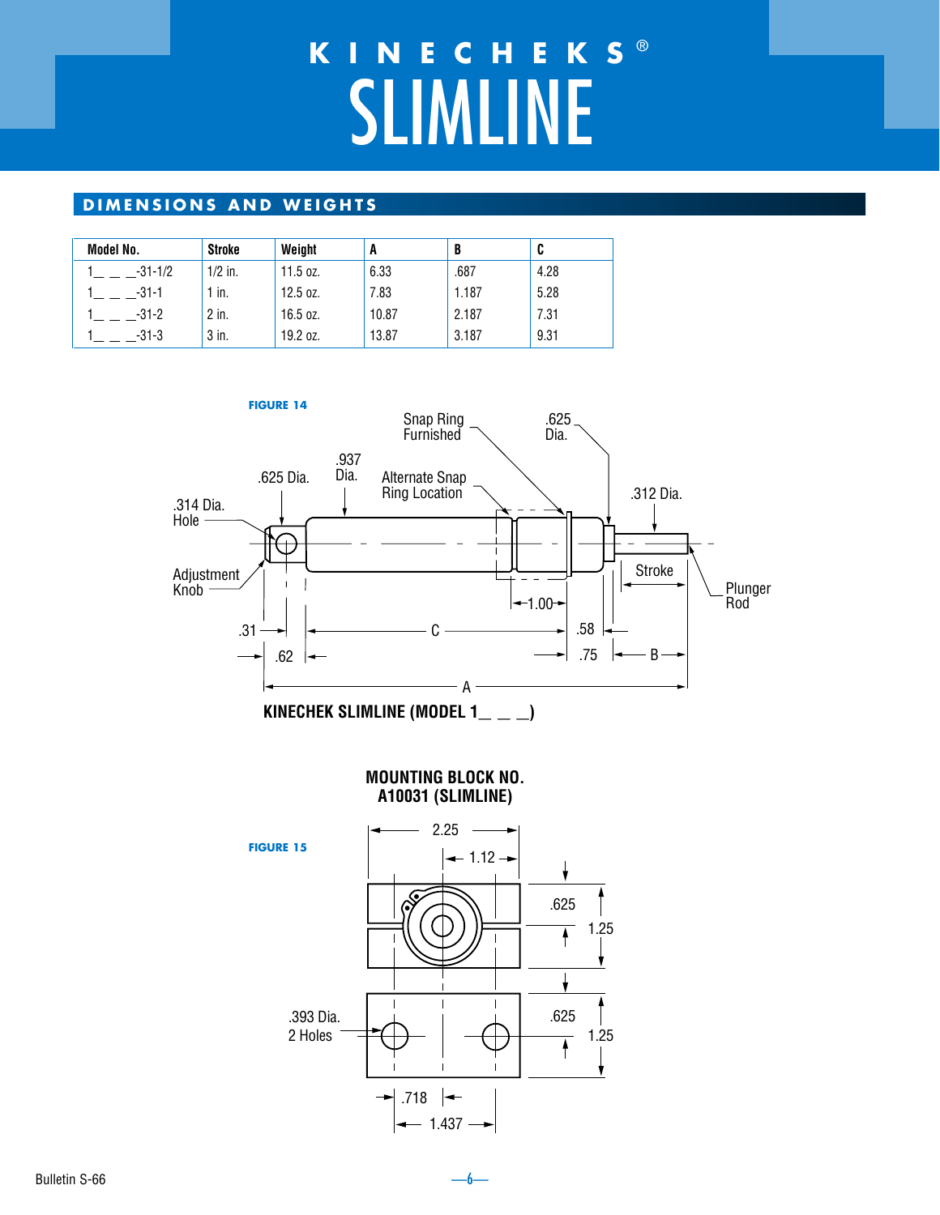# KINECHEKS® SLIMLINE

## DIMENSIONS AND WEIGHTS

| Model No. | Stroke | Weight | A | B | C |
|---|---|---|---|---|---|
| 1_ _ _-31-1/2 | 1/2 in. | 11.5 oz. | 6.33 | .687 | 4.28 |
| 1_ _ _-31-1 | 1 in. | 12.5 oz. | 7.83 | 1.187 | 5.28 |
| 1_ _ _-31-2 | 2 in. | 16.5 oz. | 10.87 | 2.187 | 7.31 |
| 1_ _ _-31-3 | 3 in. | 19.2 oz. | 13.87 | 3.187 | 9.31 |

FIGURE 14

Snap Ring Furnished, .625 Dia., .937 Dia., .625 Dia., Alternate Snap Ring Location, .312 Dia., .314 Dia. Hole, Adjustment Knob, Stroke, Plunger Rod, 1.00, .31, C, .58, .62, .75, B, A

**KINECHEK SLIMLINE (MODEL 1_ _ _)**

**MOUNTING BLOCK NO. A10031 (SLIMLINE)**

FIGURE 15

2.25, 1.12, .625, 1.25, .393 Dia. 2 Holes, .625, 1.25, .718, 1.437

Bulletin S-66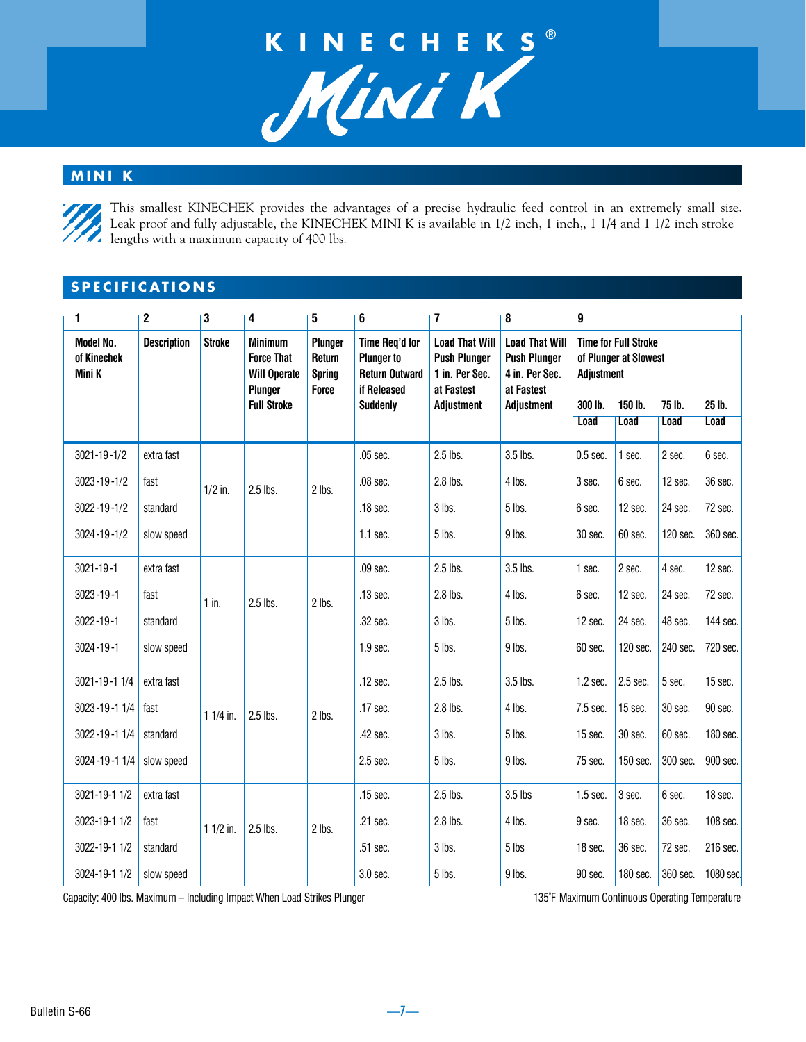# KINECHEKS® Mini K

## MINI K

This smallest KINECHEK provides the advantages of a precise hydraulic feed control in an extremely small size. Leak proof and fully adjustable, the KINECHEK MINI K is available in 1/2 inch, 1 inch,, 1 1/4 and 1 1/2 inch stroke lengths with a maximum capacity of 400 lbs.

## SPECIFICATIONS

| 1 | 2 | 3 | 4 | 5 | 6 | 7 | 8 | 9 | | | |
|---|---|---|---|---|---|---|---|---|---|---|---|
| Model No. of Kinechek Mini K | Description | Stroke | Minimum Force That Will Operate Plunger Full Stroke | Plunger Return Spring Force | Time Req'd for Plunger to Return Outward if Released Suddenly | Load That Will Push Plunger 1 in. Per Sec. at Fastest Adjustment | Load That Will Push Plunger 4 in. Per Sec. at Fastest Adjustment | Time for Full Stroke of Plunger at Slowest Adjustment | | | |
| | | | | | | | | 300 lb. Load | 150 lb. Load | 75 lb. Load | 25 lb. Load |
| 3021-19-1/2 | extra fast | 1/2 in. | 2.5 lbs. | 2 lbs. | .05 sec. | 2.5 lbs. | 3.5 lbs. | 0.5 sec. | 1 sec. | 2 sec. | 6 sec. |
| 3023-19-1/2 | fast | | | | .08 sec. | 2.8 lbs. | 4 lbs. | 3 sec. | 6 sec. | 12 sec. | 36 sec. |
| 3022-19-1/2 | standard | | | | .18 sec. | 3 lbs. | 5 lbs. | 6 sec. | 12 sec. | 24 sec. | 72 sec. |
| 3024-19-1/2 | slow speed | | | | 1.1 sec. | 5 lbs. | 9 lbs. | 30 sec. | 60 sec. | 120 sec. | 360 sec. |
| 3021-19-1 | extra fast | 1 in. | 2.5 lbs. | 2 lbs. | .09 sec. | 2.5 lbs. | 3.5 lbs. | 1 sec. | 2 sec. | 4 sec. | 12 sec. |
| 3023-19-1 | fast | | | | .13 sec. | 2.8 lbs. | 4 lbs. | 6 sec. | 12 sec. | 24 sec. | 72 sec. |
| 3022-19-1 | standard | | | | .32 sec. | 3 lbs. | 5 lbs. | 12 sec. | 24 sec. | 48 sec. | 144 sec. |
| 3024-19-1 | slow speed | | | | 1.9 sec. | 5 lbs. | 9 lbs. | 60 sec. | 120 sec. | 240 sec. | 720 sec. |
| 3021-19-1 1/4 | extra fast | 1 1/4 in. | 2.5 lbs. | 2 lbs. | .12 sec. | 2.5 lbs. | 3.5 lbs. | 1.2 sec. | 2.5 sec. | 5 sec. | 15 sec. |
| 3023-19-1 1/4 | fast | | | | .17 sec. | 2.8 lbs. | 4 lbs. | 7.5 sec. | 15 sec. | 30 sec. | 90 sec. |
| 3022-19-1 1/4 | standard | | | | .42 sec. | 3 lbs. | 5 lbs. | 15 sec. | 30 sec. | 60 sec. | 180 sec. |
| 3024-19-1 1/4 | slow speed | | | | 2.5 sec. | 5 lbs. | 9 lbs. | 75 sec. | 150 sec. | 300 sec. | 900 sec. |
| 3021-19-1 1/2 | extra fast | 1 1/2 in. | 2.5 lbs. | 2 lbs. | .15 sec. | 2.5 lbs. | 3.5 lbs | 1.5 sec. | 3 sec. | 6 sec. | 18 sec. |
| 3023-19-1 1/2 | fast | | | | .21 sec. | 2.8 lbs. | 4 lbs. | 9 sec. | 18 sec. | 36 sec. | 108 sec. |
| 3022-19-1 1/2 | standard | | | | .51 sec. | 3 lbs. | 5 lbs | 18 sec. | 36 sec. | 72 sec. | 216 sec. |
| 3024-19-1 1/2 | slow speed | | | | 3.0 sec. | 5 lbs. | 9 lbs. | 90 sec. | 180 sec. | 360 sec. | 1080 sec. |

Capacity: 400 lbs. Maximum – Including Impact When Load Strikes Plunger

135°F Maximum Continuous Operating Temperature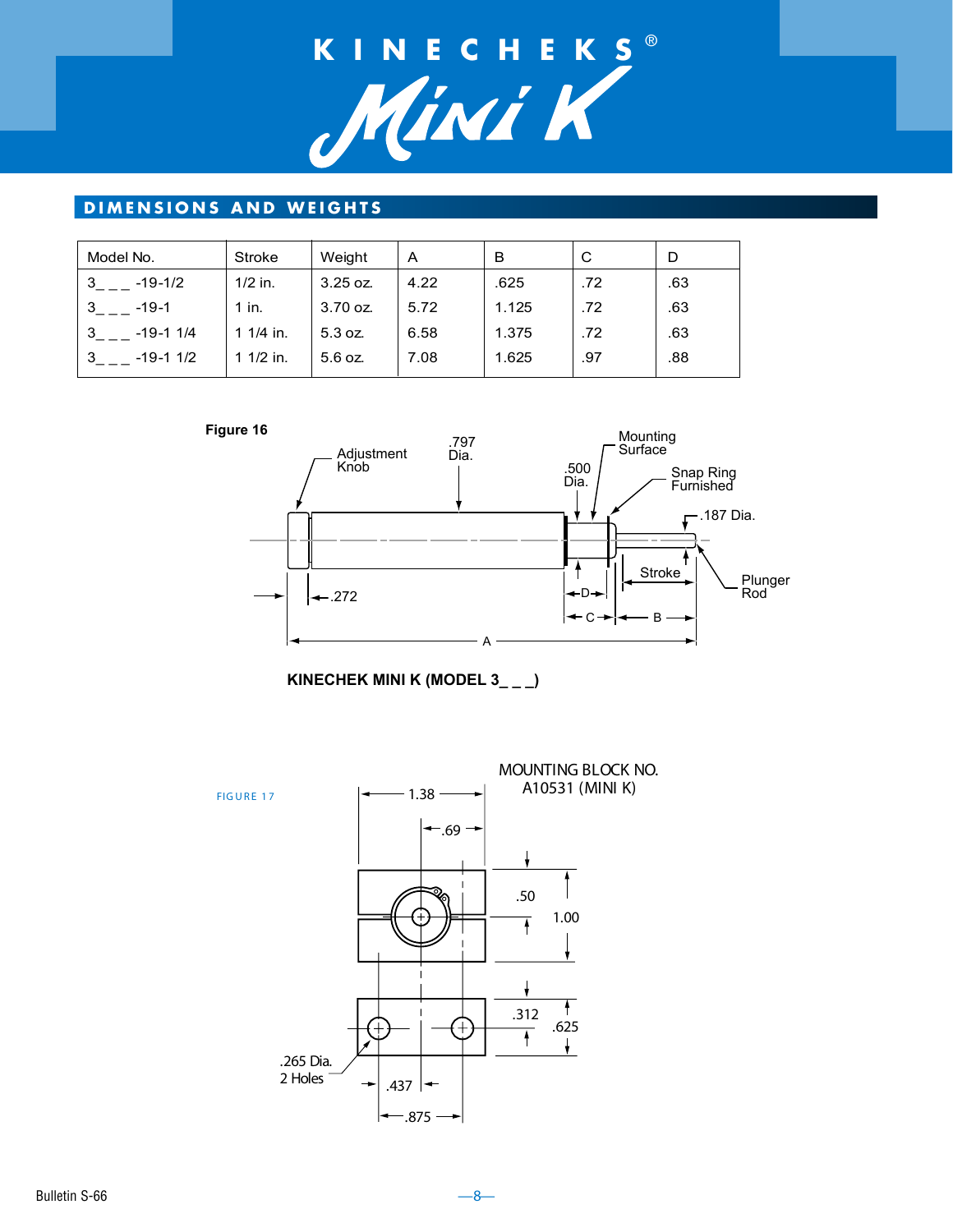# KINECHEKS® Mini K

## DIMENSIONS AND WEIGHTS

| Model No. | Stroke | Weight | A | B | C | D |
|---|---|---|---|---|---|---|
| 3_ _ _ -19-1/2 | 1/2 in. | 3.25 oz. | 4.22 | .625 | .72 | .63 |
| 3_ _ _ -19-1 | 1 in. | 3.70 oz. | 5.72 | 1.125 | .72 | .63 |
| 3_ _ _ -19-1 1/4 | 1 1/4 in. | 5.3 oz. | 6.58 | 1.375 | .72 | .63 |
| 3_ _ _ -19-1 1/2 | 1 1/2 in. | 5.6 oz. | 7.08 | 1.625 | .97 | .88 |

**Figure 16**

Adjustment Knob — .797 Dia. — .500 Dia. — Mounting Surface — Snap Ring Furnished — .187 Dia. — Plunger Rod — Stroke — .272 — D — C — B — A

**KINECHEK MINI K (MODEL 3_ _ _)**

FIGURE 17

MOUNTING BLOCK NO. A10531 (MINI K)

1.38 — .69 — .50 — 1.00 — .312 — .625 — .265 Dia. 2 Holes — .437 — .875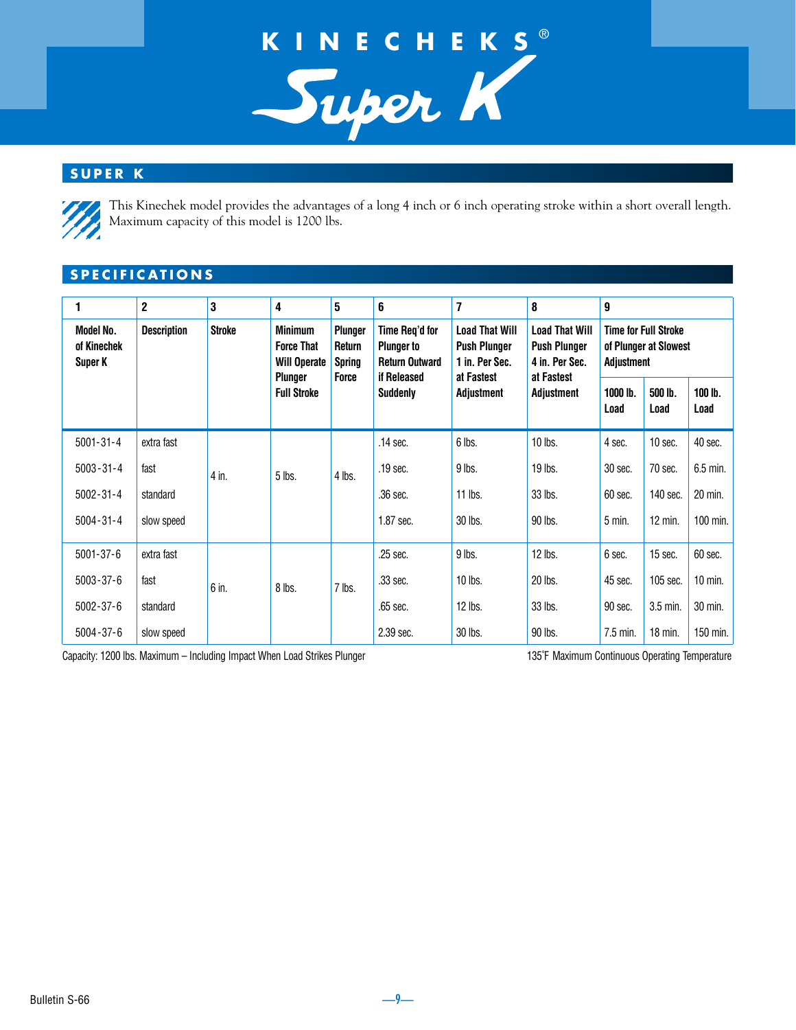# KINECHEKS® Super K

## SUPER K

This Kinechek model provides the advantages of a long 4 inch or 6 inch operating stroke within a short overall length. Maximum capacity of this model is 1200 lbs.

## SPECIFICATIONS

| 1 | 2 | 3 | 4 | 5 | 6 | 7 | 8 | 9 | | |
|---|---|---|---|---|---|---|---|---|---|---|
| Model No. of Kinechek Super K | Description | Stroke | Minimum Force That Will Operate Plunger Full Stroke | Plunger Return Spring Force | Time Req'd for Plunger to Return Outward if Released Suddenly | Load That Will Push Plunger 1 in. Per Sec. at Fastest Adjustment | Load That Will Push Plunger 4 in. Per Sec. at Fastest Adjustment | Time for Full Stroke of Plunger at Slowest Adjustment | | |
| | | | | | | | | 1000 lb. Load | 500 lb. Load | 100 lb. Load |
| 5001-31-4 | extra fast | 4 in. | 5 lbs. | 4 lbs. | .14 sec. | 6 lbs. | 10 lbs. | 4 sec. | 10 sec. | 40 sec. |
| 5003-31-4 | fast | | | | .19 sec. | 9 lbs. | 19 lbs. | 30 sec. | 70 sec. | 6.5 min. |
| 5002-31-4 | standard | | | | .36 sec. | 11 lbs. | 33 lbs. | 60 sec. | 140 sec. | 20 min. |
| 5004-31-4 | slow speed | | | | 1.87 sec. | 30 lbs. | 90 lbs. | 5 min. | 12 min. | 100 min. |
| 5001-37-6 | extra fast | 6 in. | 8 lbs. | 7 lbs. | .25 sec. | 9 lbs. | 12 lbs. | 6 sec. | 15 sec. | 60 sec. |
| 5003-37-6 | fast | | | | .33 sec. | 10 lbs. | 20 lbs. | 45 sec. | 105 sec. | 10 min. |
| 5002-37-6 | standard | | | | .65 sec. | 12 lbs. | 33 lbs. | 90 sec. | 3.5 min. | 30 min. |
| 5004-37-6 | slow speed | | | | 2.39 sec. | 30 lbs. | 90 lbs. | 7.5 min. | 18 min. | 150 min. |

Capacity: 1200 lbs. Maximum – Including Impact When Load Strikes Plunger

135°F Maximum Continuous Operating Temperature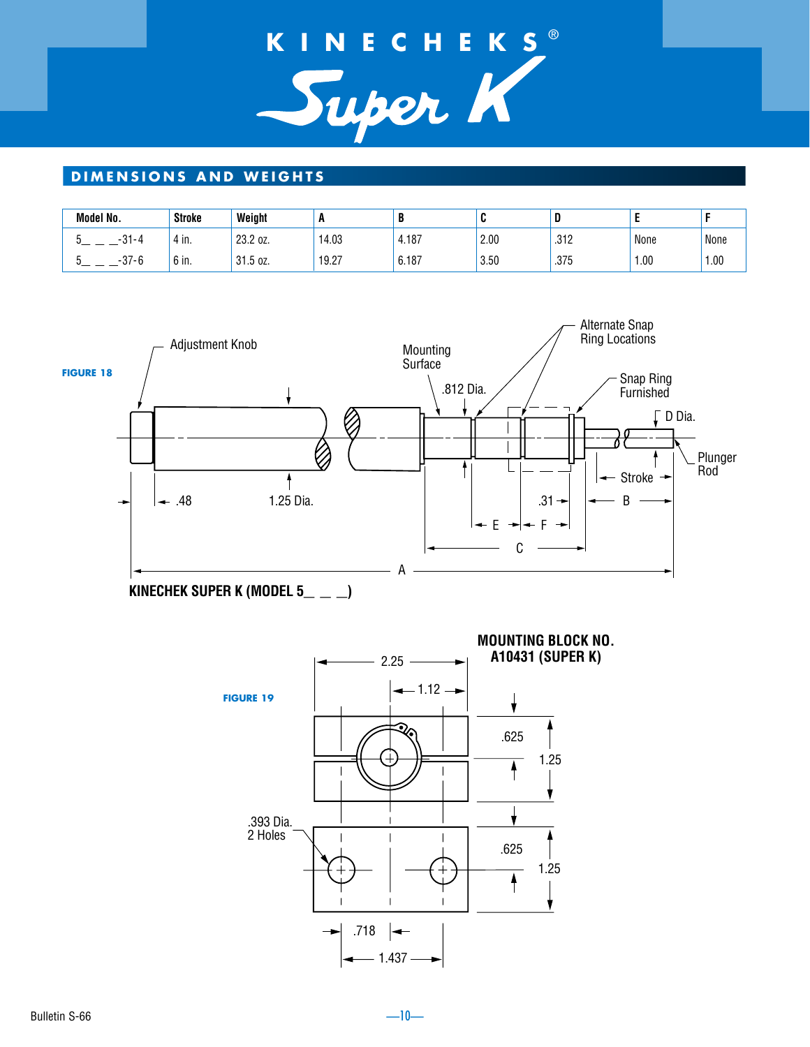# KINECHEKS® Super K

## DIMENSIONS AND WEIGHTS

| Model No. | Stroke | Weight | A | B | C | D | E | F |
|---|---|---|---|---|---|---|---|---|
| 5_ _ _-31-4 | 4 in. | 23.2 oz. | 14.03 | 4.187 | 2.00 | .312 | None | None |
| 5_ _ _-37-6 | 6 in. | 31.5 oz. | 19.27 | 6.187 | 3.50 | .375 | 1.00 | 1.00 |

FIGURE 18

Adjustment Knob

Mounting Surface

.812 Dia.

Alternate Snap Ring Locations

Snap Ring Furnished

D Dia.

Plunger Rod

Stroke

.48

1.25 Dia.

.31

B

E

F

C

A

**KINECHEK SUPER K (MODEL 5_ _ _)**

FIGURE 19

**MOUNTING BLOCK NO. A10431 (SUPER K)**

2.25

1.12

.625

1.25

.393 Dia. 2 Holes

.625

1.25

.718

1.437

Bulletin S-66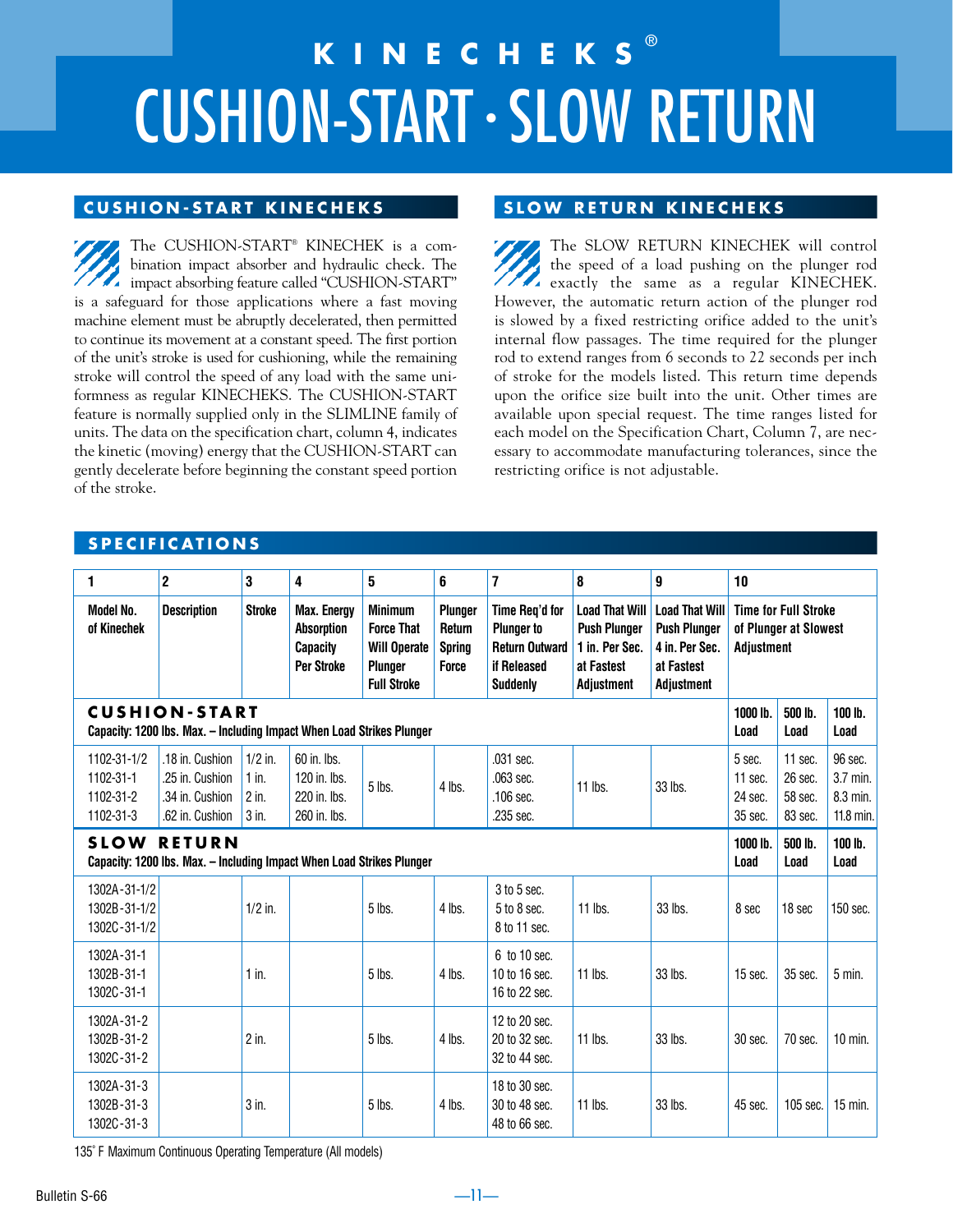# KINECHEKS®

# CUSHION-START · SLOW RETURN

## CUSHION-START KINECHEKS

The CUSHION-START® KINECHEK is a combination impact absorber and hydraulic check. The impact absorbing feature called "CUSHION-START" is a safeguard for those applications where a fast moving machine element must be abruptly decelerated, then permitted to continue its movement at a constant speed. The first portion of the unit's stroke is used for cushioning, while the remaining stroke will control the speed of any load with the same uniformness as regular KINECHEKS. The CUSHION-START feature is normally supplied only in the SLIMLINE family of units. The data on the specification chart, column 4, indicates the kinetic (moving) energy that the CUSHION-START can gently decelerate before beginning the constant speed portion of the stroke.

## SLOW RETURN KINECHEKS

The SLOW RETURN KINECHEK will control the speed of a load pushing on the plunger rod exactly the same as a regular KINECHEK. However, the automatic return action of the plunger rod is slowed by a fixed restricting orifice added to the unit's internal flow passages. The time required for the plunger rod to extend ranges from 6 seconds to 22 seconds per inch of stroke for the models listed. This return time depends upon the orifice size built into the unit. Other times are available upon special request. The time ranges listed for each model on the Specification Chart, Column 7, are necessary to accommodate manufacturing tolerances, since the restricting orifice is not adjustable.

## SPECIFICATIONS

| 1 | 2 | 3 | 4 | 5 | 6 | 7 | 8 | 9 | 10 | | |
|---|---|---|---|---|---|---|---|---|---|---|---|
| Model No. of Kinechek | Description | Stroke | Max. Energy Absorption Capacity Per Stroke | Minimum Force That Will Operate Plunger Full Stroke | Plunger Return Spring Force | Time Req'd for Plunger to Return Outward if Released Suddenly | Load That Will Push Plunger 1 in. Per Sec. at Fastest Adjustment | Load That Will Push Plunger 4 in. Per Sec. at Fastest Adjustment | Time for Full Stroke of Plunger at Slowest Adjustment | | |
| **CUSHION-START** Capacity: 1200 lbs. Max. – Including Impact When Load Strikes Plunger | | | | | | | | | 1000 lb. Load | 500 lb. Load | 100 lb. Load |
| 1102-31-1/2<br>1102-31-1<br>1102-31-2<br>1102-31-3 | .18 in. Cushion<br>.25 in. Cushion<br>.34 in. Cushion<br>.62 in. Cushion | 1/2 in.<br>1 in.<br>2 in.<br>3 in. | 60 in. lbs.<br>120 in. lbs.<br>220 in. lbs.<br>260 in. lbs. | 5 lbs. | 4 lbs. | .031 sec.<br>.063 sec.<br>.106 sec.<br>.235 sec. | 11 lbs. | 33 lbs. | 5 sec.<br>11 sec.<br>24 sec.<br>35 sec. | 11 sec.<br>26 sec.<br>58 sec.<br>83 sec. | 96 sec.<br>3.7 min.<br>8.3 min.<br>11.8 min. |
| **SLOW RETURN** Capacity: 1200 lbs. Max. – Including Impact When Load Strikes Plunger | | | | | | | | | 1000 lb. Load | 500 lb. Load | 100 lb. Load |
| 1302A-31-1/2<br>1302B-31-1/2<br>1302C-31-1/2 | | 1/2 in. | | 5 lbs. | 4 lbs. | 3 to 5 sec.<br>5 to 8 sec.<br>8 to 11 sec. | 11 lbs. | 33 lbs. | 8 sec | 18 sec | 150 sec. |
| 1302A-31-1<br>1302B-31-1<br>1302C-31-1 | | 1 in. | | 5 lbs. | 4 lbs. | 6 to 10 sec.<br>10 to 16 sec.<br>16 to 22 sec. | 11 lbs. | 33 lbs. | 15 sec. | 35 sec. | 5 min. |
| 1302A-31-2<br>1302B-31-2<br>1302C-31-2 | | 2 in. | | 5 lbs. | 4 lbs. | 12 to 20 sec.<br>20 to 32 sec.<br>32 to 44 sec. | 11 lbs. | 33 lbs. | 30 sec. | 70 sec. | 10 min. |
| 1302A-31-3<br>1302B-31-3<br>1302C-31-3 | | 3 in. | | 5 lbs. | 4 lbs. | 18 to 30 sec.<br>30 to 48 sec.<br>48 to 66 sec. | 11 lbs. | 33 lbs. | 45 sec. | 105 sec. | 15 min. |

135° F Maximum Continuous Operating Temperature (All models)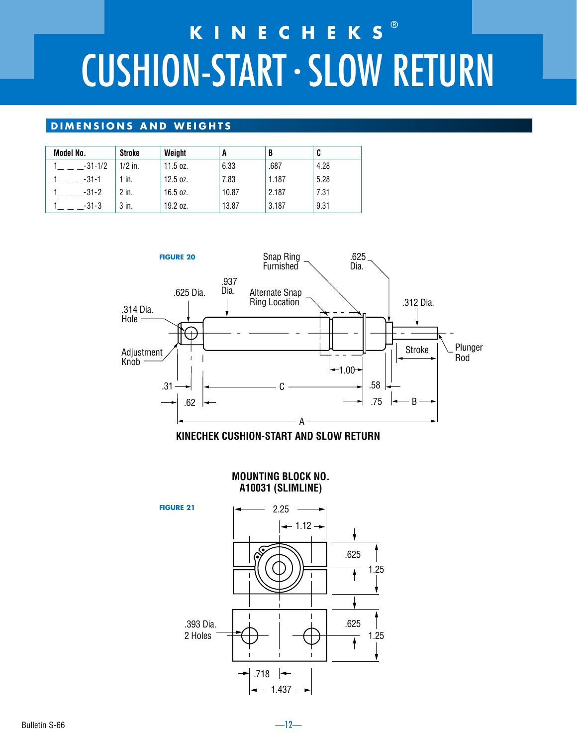# KINECHEKS®

# CUSHION-START · SLOW RETURN

## DIMENSIONS AND WEIGHTS

| Model No. | Stroke | Weight | A | B | C |
|---|---|---|---|---|---|
| 1_ _ _-31-1/2 | 1/2 in. | 11.5 oz. | 6.33 | .687 | 4.28 |
| 1_ _ _-31-1 | 1 in. | 12.5 oz. | 7.83 | 1.187 | 5.28 |
| 1_ _ _-31-2 | 2 in. | 16.5 oz. | 10.87 | 2.187 | 7.31 |
| 1_ _ _-31-3 | 3 in. | 19.2 oz. | 13.87 | 3.187 | 9.31 |

**FIGURE 20**

Snap Ring Furnished

.625 Dia.

.937 Dia.

.625 Dia.

Alternate Snap Ring Location

.312 Dia.

.314 Dia. Hole

Adjustment Knob

Stroke

Plunger Rod

1.00

.31

C

.58

.62

.75

B

A

**KINECHEK CUSHION-START AND SLOW RETURN**

**MOUNTING BLOCK NO. A10031 (SLIMLINE)**

**FIGURE 21**

2.25

1.12

.625

1.25

.393 Dia. 2 Holes

.625

1.25

.718

1.437

Bulletin S-66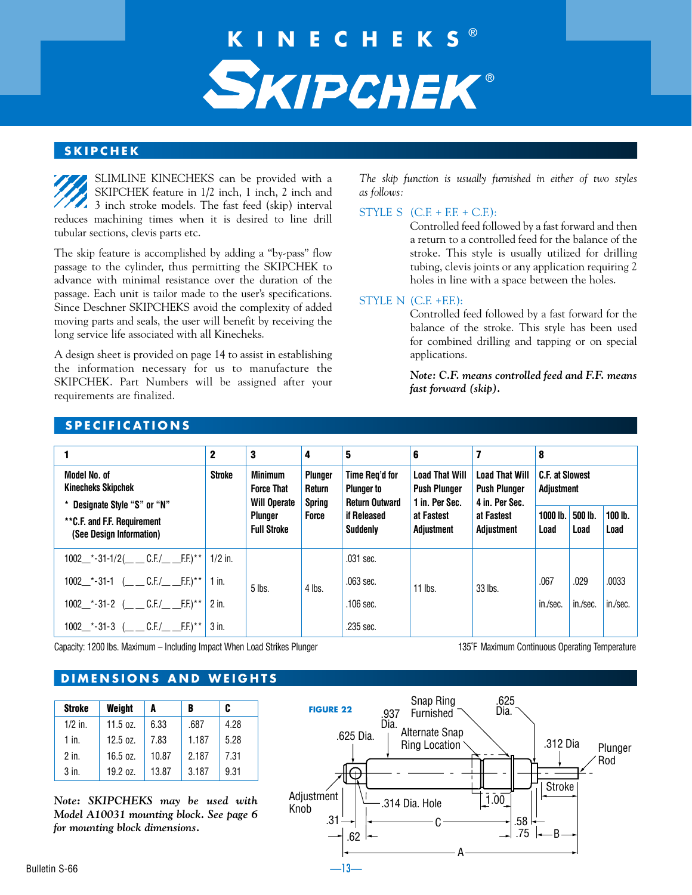# KINECHEKS®

# SKIPCHEK®

## SKIPCHEK

SLIMLINE KINECHEKS can be provided with a SKIPCHEK feature in 1/2 inch, 1 inch, 2 inch and 3 inch stroke models. The fast feed (skip) interval reduces machining times when it is desired to line drill tubular sections, clevis parts etc.

The skip feature is accomplished by adding a "by-pass" flow passage to the cylinder, thus permitting the SKIPCHEK to advance with minimal resistance over the duration of the passage. Each unit is tailor made to the user's specifications. Since Deschner SKIPCHEKS avoid the complexity of added moving parts and seals, the user will benefit by receiving the long service life associated with all Kinechecks.

A design sheet is provided on page 14 to assist in establishing the information necessary for us to manufacture the SKIPCHEK. Part Numbers will be assigned after your requirements are finalized.

*The skip function is usually furnished in either of two styles as follows:*

STYLE S (C.F. + F.F. + C.F.):
Controlled feed followed by a fast forward and then a return to a controlled feed for the balance of the stroke. This style is usually utilized for drilling tubing, clevis joints or any application requiring 2 holes in line with a space between the holes.

STYLE N (C.F. +F.F.):
Controlled feed followed by a fast forward for the balance of the stroke. This style has been used for combined drilling and tapping or on special applications.

***Note: C.F. means controlled feed and F.F. means fast forward (skip).***

## SPECIFICATIONS

| 1 | 2 | 3 | 4 | 5 | 6 | 7 | 8 | | |
|---|---|---|---|---|---|---|---|---|---|
| Model No. of Kinecheks Skipchek<br>* Designate Style "S" or "N"<br>**C.F. and F.F. Requirement (See Design Information) | Stroke | Minimum Force That Will Operate Plunger Full Stroke | Plunger Return Spring Force | Time Req'd for Plunger to Return Outward if Released Suddenly | Load That Will Push Plunger 1 in. Per Sec. at Fastest Adjustment | Load That Will Push Plunger 4 in. Per Sec. at Fastest Adjustment | C.F. at Slowest Adjustment | | |
| | | | | | | | 1000 lb. Load | 500 lb. Load | 100 lb. Load |
| 1002__*-31-1/2(__ __ C.F./__ __F.F.)** | 1/2 in. | 5 lbs. | 4 lbs. | .031 sec. | 11 lbs. | 33 lbs. | .067 in./sec. | .029 in./sec. | .0033 in./sec. |
| 1002__*-31-1 (__ __ C.F./__ __F.F.)** | 1 in. | | | .063 sec. | | | | | |
| 1002__*-31-2 (__ __ C.F./__ __F.F.)** | 2 in. | | | .106 sec. | | | | | |
| 1002__*-31-3 (__ __ C.F./__ __F.F.)** | 3 in. | | | .235 sec. | | | | | |

Capacity: 1200 lbs. Maximum – Including Impact When Load Strikes Plunger

135°F Maximum Continuous Operating Temperature

## DIMENSIONS AND WEIGHTS

| Stroke | Weight | A | B | C |
|---|---|---|---|---|
| 1/2 in. | 11.5 oz. | 6.33 | .687 | 4.28 |
| 1 in. | 12.5 oz. | 7.83 | 1.187 | 5.28 |
| 2 in. | 16.5 oz. | 10.87 | 2.187 | 7.31 |
| 3 in. | 19.2 oz. | 13.87 | 3.187 | 9.31 |

***Note: SKIPCHEKS may be used with Model A10031 mounting block. See page 6 for mounting block dimensions.***

**FIGURE 22**

.625 Dia. · .937 Dia. · Snap Ring Furnished · Alternate Snap Ring Location · .625 Dia. · .312 Dia · Plunger Rod · Stroke · Adjustment Knob · .314 Dia. Hole · 1.00 · .31 · .62 · C · .58 · .75 · B · A

Bulletin S-66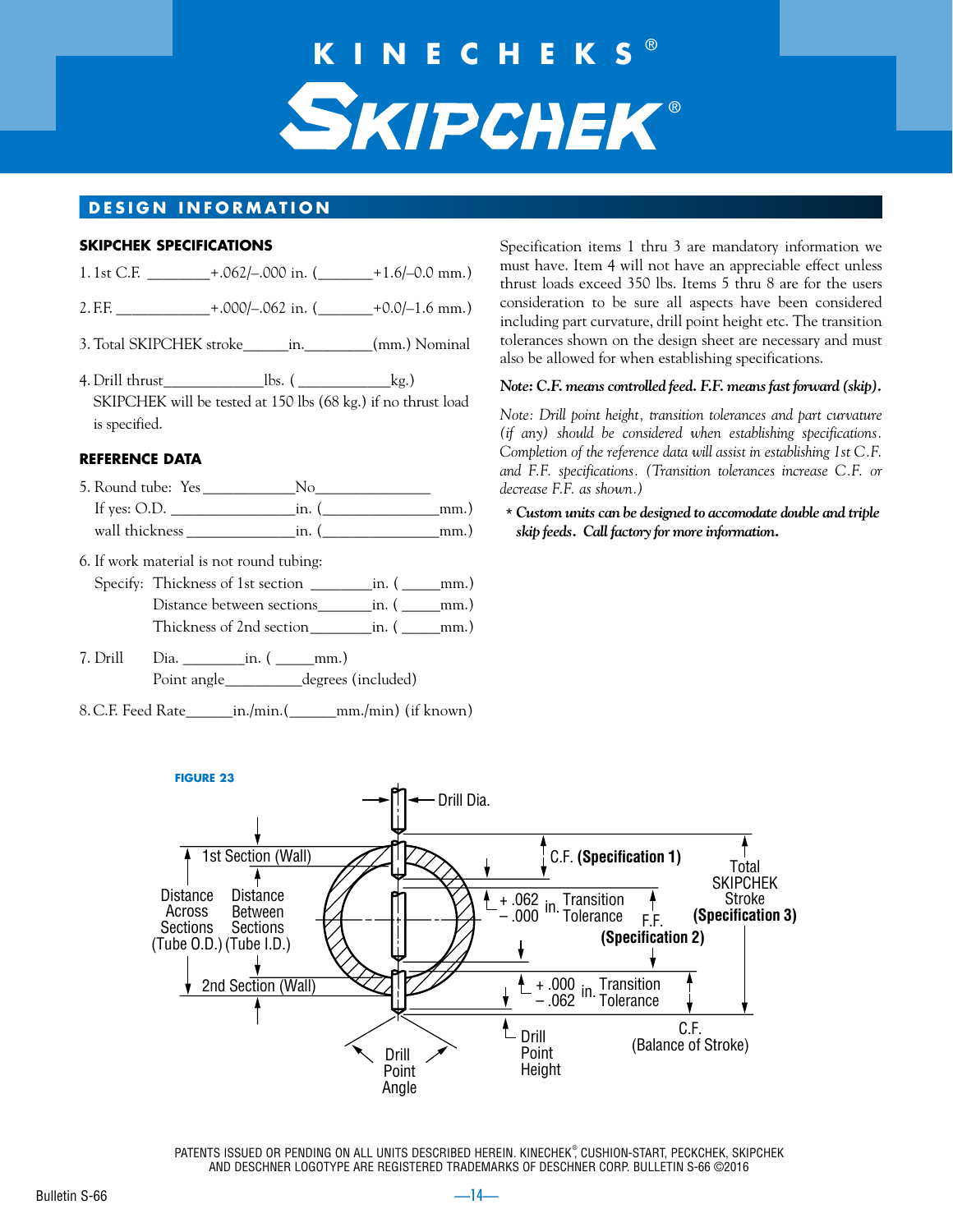# KINECHEKS®

# SKIPCHEK®

## DESIGN INFORMATION

### SKIPCHEK SPECIFICATIONS

1. 1st C.F. ________+.062/–.000 in. (_______+1.6/–0.0 mm.)

2. F.F. ____________+.000/–.062 in. (_______+0.0/–1.6 mm.)

3. Total SKIPCHEK stroke______in._________(mm.) Nominal

4. Drill thrust_____________lbs. ( ____________kg.)
   SKIPCHEK will be tested at 150 lbs (68 kg.) if no thrust load is specified.

### REFERENCE DATA

5. Round tube: Yes ____________No_______________
   If yes: O.D. ________________in. (_______________mm.)
   wall thickness ______________in. (_______________mm.)

6. If work material is not round tubing:
   Specify: Thickness of 1st section ________in. ( _____mm.)
   Distance between sections_______in. ( _____mm.)
   Thickness of 2nd section________in. ( _____mm.)

7. Drill Dia. ________in. ( _____mm.)
   Point angle__________degrees (included)

8. C.F. Feed Rate______in./min.(______mm./min) (if known)

Specification items 1 thru 3 are mandatory information we must have. Item 4 will not have an appreciable effect unless thrust loads exceed 350 lbs. Items 5 thru 8 are for the users consideration to be sure all aspects have been considered including part curvature, drill point height etc. The transition tolerances shown on the design sheet are necessary and must also be allowed for when establishing specifications.

***Note: C.F. means controlled feed. F.F. means fast forward (skip).***

*Note: Drill point height, transition tolerances and part curvature (if any) should be considered when establishing specifications. Completion of the reference data will assist in establishing 1st C.F. and F.F. specifications. (Transition tolerances increase C.F. or decrease F.F. as shown.)*

***\* Custom units can be designed to accomodate double and triple skip feeds. Call factory for more information.***

**FIGURE 23**

Drill Dia. — 1st Section (Wall) — Distance Across Sections (Tube O.D.) — Distance Between Sections (Tube I.D.) — 2nd Section (Wall) — Drill Point Angle — C.F. **(Specification 1)** — + .062 / – .000 in. Transition Tolerance — F.F. **(Specification 2)** — + .000 / – .062 in. Transition Tolerance — Drill Point Height — C.F. (Balance of Stroke) — Total SKIPCHEK Stroke **(Specification 3)**

PATENTS ISSUED OR PENDING ON ALL UNITS DESCRIBED HEREIN. KINECHEK®, CUSHION-START, PECKCHEK, SKIPCHEK AND DESCHNER LOGOTYPE ARE REGISTERED TRADEMARKS OF DESCHNER CORP. BULLETIN S-66 ©2016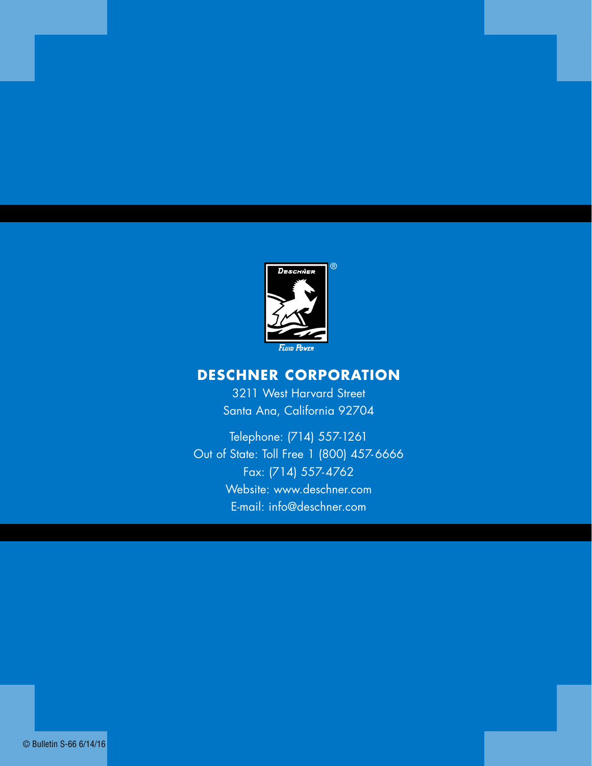DESCHNER® FLUID POWER

## DESCHNER CORPORATION

3211 West Harvard Street
Santa Ana, California 92704

Telephone: (714) 557-1261
Out of State: Toll Free 1 (800) 457-6666
Fax: (714) 557-4762
Website: www.deschner.com
E-mail: info@deschner.com

© Bulletin S-66 6/14/16